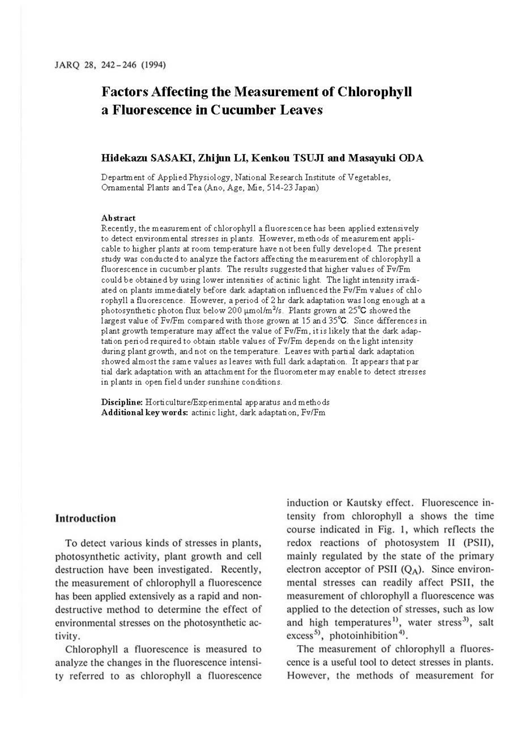# Factors Affecting the Measurement of Chlorophyll a Fluorescence in Cucumber Leaves

**Hidekazu SASAKI, Zhijun LI, Kenkou TSUJI and Masayuki ODA**

Department of Applied Physiology, National Research Institute of Vegetables, Ornamental Plants and Tea (Ano, Age, Mie, 514-23 Japan)

### Abstract

Recently, the measurement of chlorophyll a fluorescence has been applied extensively to detect environmental stresses in plants. However, methods of measurement applicable to higher plants at room temperature have not been fully developed. The present study was conducted to analyze the factors affecting the measurement of chlorophyll a fluorescence in cucumber plants. The results suggested that higher values of Fv/Fm could be obtained by using lower intensities of actinic light. The light intensity irradiated on plants immediately before dark adaptation influenced the Fv/Fm values of chlorophyll a fluorescence. However, a period of 2 hr dark adaptation was long enough at a photosynthetic photon flux below 200 $\mu mol/m^2/s$. Plants grown at 25°C showed the largest value of Fv/Fm compared with those grown at 15 and 35°C. Since differences in plant growth temperature may affect the value of Fv/Fm, it is likely that the dark adaptation period required to obtain stable values of Fv/Fm depends on the light intensity during plant growth, and not on the temperature. Leaves with partial dark adaptation showed almost the same values as leaves with full dark adaptation. It appears that partial dark adaptation with an attachment for the fluorometer may enable to detect stresses in plants in open field under sunshine conditions.

**Discipline:** Horticulture/Experimental apparatus and methods
**Additional key words:** actinic light, dark adaptation, Fv/Fm

## Introduction

To detect various kinds of stresses in plants, photosynthetic activity, plant growth and cell destruction have been investigated. Recently, the measurement of chlorophyll a fluorescence has been applied extensively as a rapid and non-destructive method to determine the effect of environmental stresses on the photosynthetic activity.

Chlorophyll a fluorescence is measured to analyze the changes in the fluorescence intensity referred to as chlorophyll a fluorescence induction or Kautsky effect. Fluorescence intensity from chlorophyll a shows the time course indicated in Fig. 1, which reflects the redox reactions of photosystem II (PSII), mainly regulated by the state of the primary electron acceptor of PSII ($Q_A$). Since environmental stresses can readily affect PSII, the measurement of chlorophyll a fluorescence was applied to the detection of stresses, such as low and high temperatures[1], water stress[3], salt excess[5], photoinhibition[4].

The measurement of chlorophyll a fluorescence is a useful tool to detect stresses in plants. However, the methods of measurement for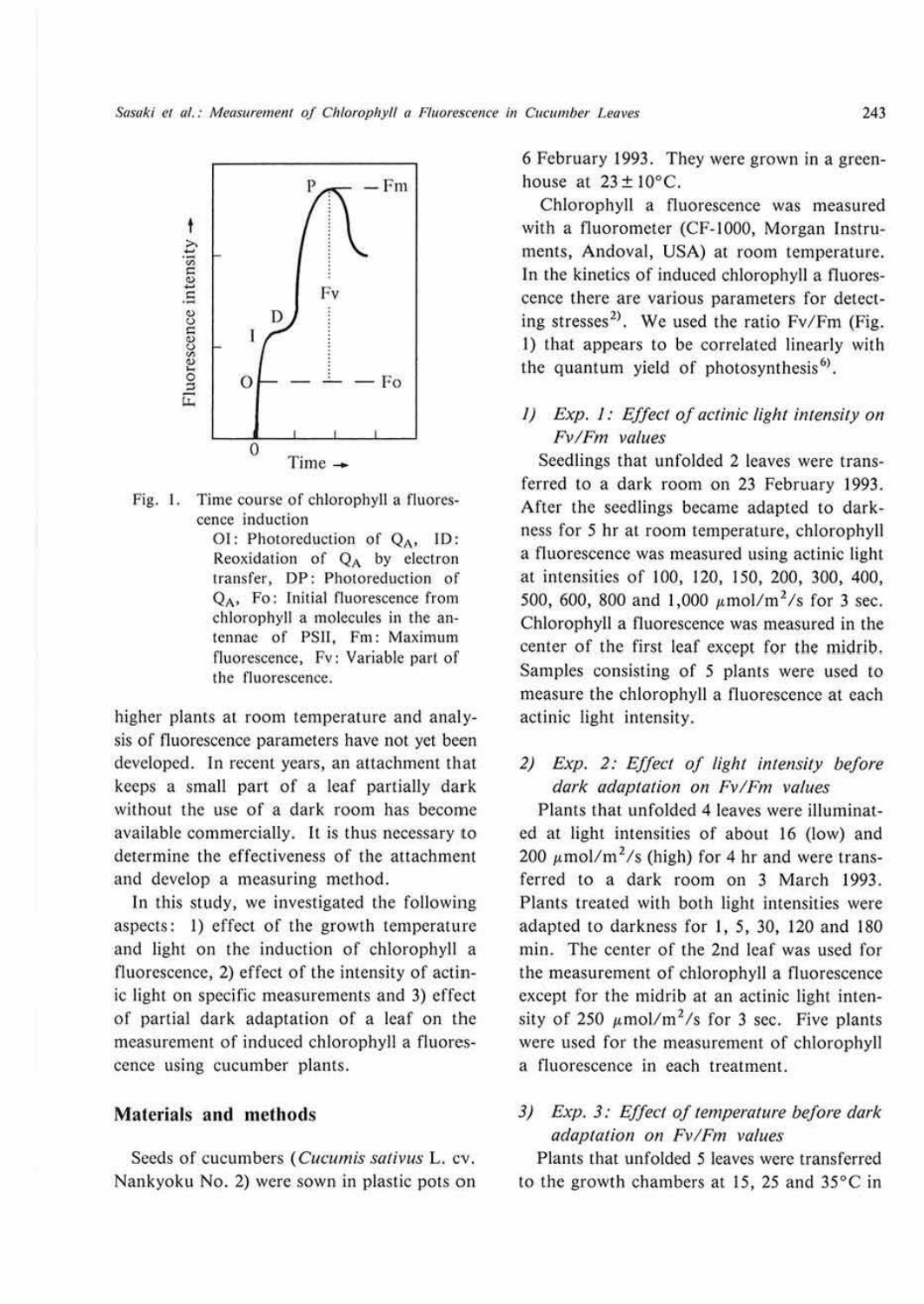Fig. 1. Time course of chlorophyll a fluorescence induction
OI: Photoreduction of $Q_A$, ID: Reoxidation of $Q_A$ by electron transfer, DP: Photoreduction of $Q_A$, Fo: Initial fluorescence from chlorophyll a molecules in the antennae of PSII, Fm: Maximum fluorescence, Fv: Variable part of the fluorescence.

higher plants at room temperature and analysis of fluorescence parameters have not yet been developed. In recent years, an attachment that keeps a small part of a leaf partially dark without the use of a dark room has become available commercially. It is thus necessary to determine the effectiveness of the attachment and develop a measuring method.

In this study, we investigated the following aspects: 1) effect of the growth temperature and light on the induction of chlorophyll a fluorescence, 2) effect of the intensity of actinic light on specific measurements and 3) effect of partial dark adaptation of a leaf on the measurement of induced chlorophyll a fluorescence using cucumber plants.

## Materials and methods

Seeds of cucumbers (*Cucumis sativus* L. cv. Nankyoku No. 2) were sown in plastic pots on 6 February 1993. They were grown in a greenhouse at 23±10°C.

Chlorophyll a fluorescence was measured with a fluorometer (CF-1000, Morgan Instruments, Andoval, USA) at room temperature. In the kinetics of induced chlorophyll a fluorescence there are various parameters for detecting stresses[2]. We used the ratio Fv/Fm (Fig. 1) that appears to be correlated linearly with the quantum yield of photosynthesis[6].

### 1) *Exp. 1: Effect of actinic light intensity on Fv/Fm values*

Seedlings that unfolded 2 leaves were transferred to a dark room on 23 February 1993. After the seedlings became adapted to darkness for 5 hr at room temperature, chlorophyll a fluorescence was measured using actinic light at intensities of 100, 120, 150, 200, 300, 400, 500, 600, 800 and 1,000 $\mu mol/m^2/s$ for 3 sec. Chlorophyll a fluorescence was measured in the center of the first leaf except for the midrib. Samples consisting of 5 plants were used to measure the chlorophyll a fluorescence at each actinic light intensity.

### 2) *Exp. 2: Effect of light intensity before dark adaptation on Fv/Fm values*

Plants that unfolded 4 leaves were illuminated at light intensities of about 16 (low) and 200 $\mu mol/m^2/s$ (high) for 4 hr and were transferred to a dark room on 3 March 1993. Plants treated with both light intensities were adapted to darkness for 1, 5, 30, 120 and 180 min. The center of the 2nd leaf was used for the measurement of chlorophyll a fluorescence except for the midrib at an actinic light intensity of 250 $\mu mol/m^2/s$ for 3 sec. Five plants were used for the measurement of chlorophyll a fluorescence in each treatment.

### 3) *Exp. 3: Effect of temperature before dark adaptation on Fv/Fm values*

Plants that unfolded 5 leaves were transferred to the growth chambers at 15, 25 and 35°C in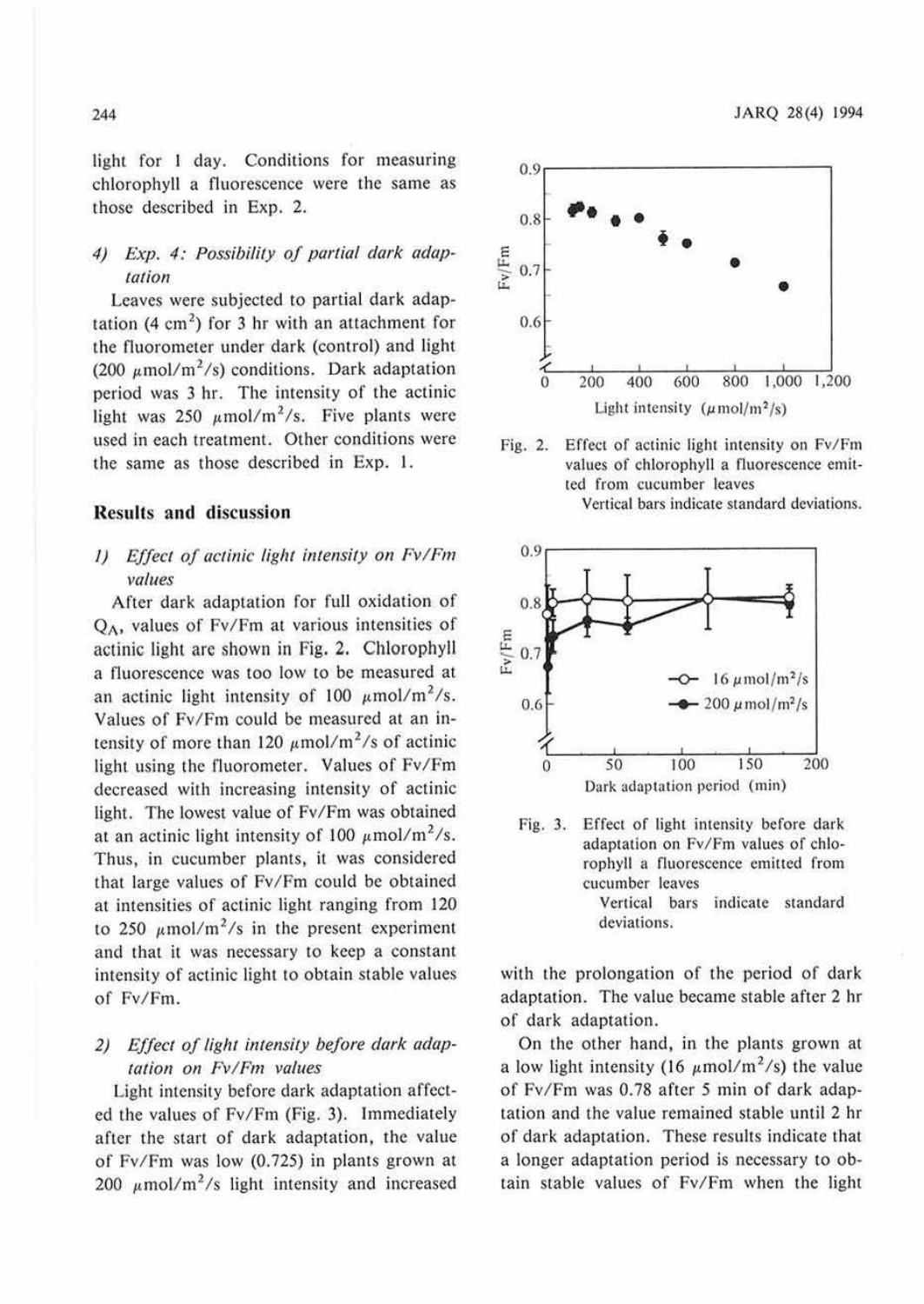light for 1 day. Conditions for measuring chlorophyll a fluorescence were the same as those described in Exp. 2.

#### 4) *Exp. 4: Possibility of partial dark adaptation*

Leaves were subjected to partial dark adaptation (4 $cm^2$) for 3 hr with an attachment for the fluorometer under dark (control) and light (200 $\mu mol/m^2/s$) conditions. Dark adaptation period was 3 hr. The intensity of the actinic light was 250 $\mu mol/m^2/s$. Five plants were used in each treatment. Other conditions were the same as those described in Exp. 1.

## Results and discussion

#### 1) *Effect of actinic light intensity on Fv/Fm values*

After dark adaptation for full oxidation of $Q_A$, values of Fv/Fm at various intensities of actinic light are shown in Fig. 2. Chlorophyll a fluorescence was too low to be measured at an actinic light intensity of 100 $\mu mol/m^2/s$. Values of Fv/Fm could be measured at an intensity of more than 120 $\mu mol/m^2/s$ of actinic light using the fluorometer. Values of Fv/Fm decreased with increasing intensity of actinic light. The lowest value of Fv/Fm was obtained at an actinic light intensity of 100 $\mu mol/m^2/s$. Thus, in cucumber plants, it was considered that large values of Fv/Fm could be obtained at intensities of actinic light ranging from 120 to 250 $\mu mol/m^2/s$ in the present experiment and that it was necessary to keep a constant intensity of actinic light to obtain stable values of Fv/Fm.

#### 2) *Effect of light intensity before dark adaptation on Fv/Fm values*

Light intensity before dark adaptation affected the values of Fv/Fm (Fig. 3). Immediately after the start of dark adaptation, the value of Fv/Fm was low (0.725) in plants grown at 200 $\mu mol/m^2/s$ light intensity and increased with the prolongation of the period of dark adaptation. The value became stable after 2 hr of dark adaptation.

On the other hand, in the plants grown at a low light intensity (16 $\mu mol/m^2/s$) the value of Fv/Fm was 0.78 after 5 min of dark adaptation and the value remained stable until 2 hr of dark adaptation. These results indicate that a longer adaptation period is necessary to obtain stable values of Fv/Fm when the light

Fig. 2. Effect of actinic light intensity on Fv/Fm values of chlorophyll a fluorescence emitted from cucumber leaves
Vertical bars indicate standard deviations.

Fig. 3. Effect of light intensity before dark adaptation on Fv/Fm values of chlorophyll a fluorescence emitted from cucumber leaves
Vertical bars indicate standard deviations.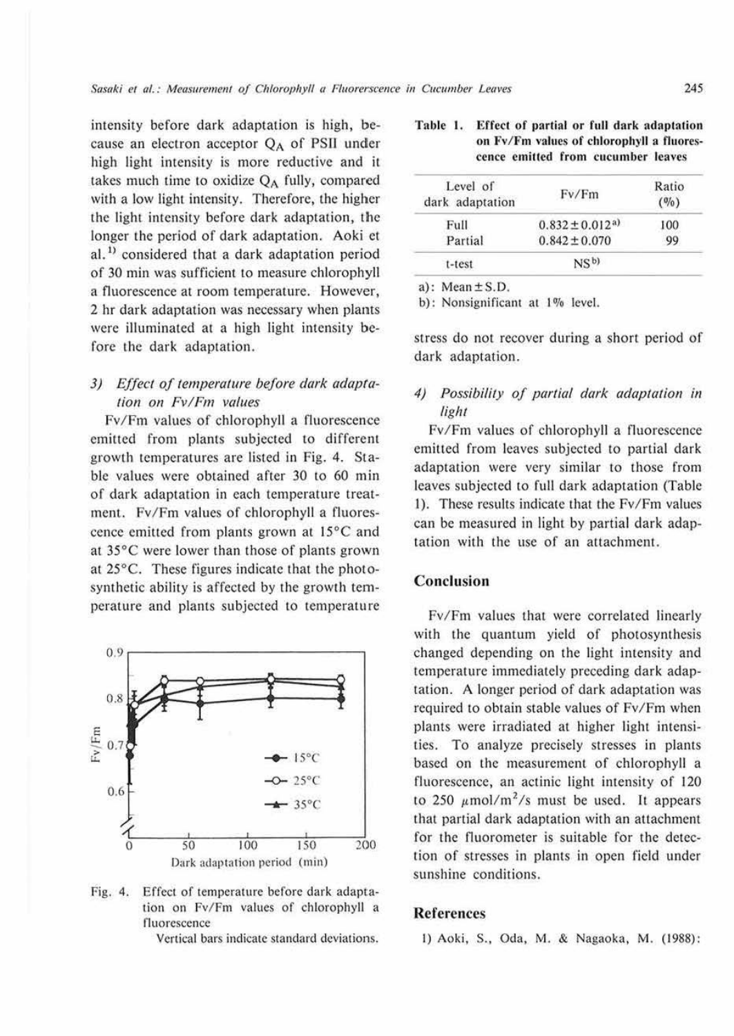intensity before dark adaptation is high, because an electron acceptor $Q_A$ of PSII under high light intensity is more reductive and it takes much time to oxidize $Q_A$ fully, compared with a low light intensity. Therefore, the higher the light intensity before dark adaptation, the longer the period of dark adaptation. Aoki et al.[1] considered that a dark adaptation period of 30 min was sufficient to measure chlorophyll a fluorescence at room temperature. However, 2 hr dark adaptation was necessary when plants were illuminated at a high light intensity before the dark adaptation.

### 3) *Effect of temperature before dark adaptation on Fv/Fm values*

Fv/Fm values of chlorophyll a fluorescence emitted from plants subjected to different growth temperatures are listed in Fig. 4. Stable values were obtained after 30 to 60 min of dark adaptation in each temperature treatment. Fv/Fm values of chlorophyll a fluorescence emitted from plants grown at 15°C and at 35°C were lower than those of plants grown at 25°C. These figures indicate that the photosynthetic ability is affected by the growth temperature and plants subjected to temperature stress do not recover during a short period of dark adaptation.

Fig. 4. Effect of temperature before dark adaptation on Fv/Fm values of chlorophyll a fluorescence
Vertical bars indicate standard deviations.

**Table 1. Effect of partial or full dark adaptation on Fv/Fm values of chlorophyll a fluorescence emitted from cucumber leaves**

| Level of dark adaptation | Fv/Fm | Ratio (%) |
|---|---|---|
| Full | 0.832 ± 0.012[a] | 100 |
| Partial | 0.842 ± 0.070 | 99 |
| t-test | NS[b] | |

a): Mean ± S.D.
b): Nonsignificant at 1% level.

### 4) *Possibility of partial dark adaptation in light*

Fv/Fm values of chlorophyll a fluorescence emitted from leaves subjected to partial dark adaptation were very similar to those from leaves subjected to full dark adaptation (Table 1). These results indicate that the Fv/Fm values can be measured in light by partial dark adaptation with the use of an attachment.

## Conclusion

Fv/Fm values that were correlated linearly with the quantum yield of photosynthesis changed depending on the light intensity and temperature immediately preceding dark adaptation. A longer period of dark adaptation was required to obtain stable values of Fv/Fm when plants were irradiated at higher light intensities. To analyze precisely stresses in plants based on the measurement of chlorophyll a fluorescence, an actinic light intensity of 120 to 250 $\mu mol/m^2/s$ must be used. It appears that partial dark adaptation with an attachment for the fluorometer is suitable for the detection of stresses in plants in open field under sunshine conditions.

## References

1) Aoki, S., Oda, M. & Nagaoka, M. (1988):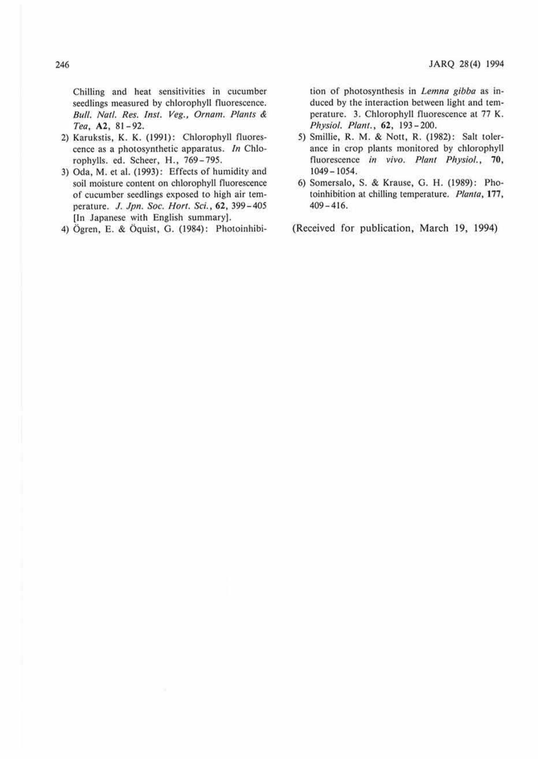Chilling and heat sensitivities in cucumber seedlings measured by chlorophyll fluorescence. *Bull. Natl. Res. Inst. Veg., Ornam. Plants & Tea*, **A2**, 81–92.

2) Karukstis, K. K. (1991): Chlorophyll fluorescence as a photosynthetic apparatus. *In* Chlorophylls. ed. Scheer, H., 769–795.
3) Oda, M. et al. (1993): Effects of humidity and soil moisture content on chlorophyll fluorescence of cucumber seedlings exposed to high air temperature. *J. Jpn. Soc. Hort. Sci.*, **62**, 399–405 [In Japanese with English summary].
4) Ögren, E. & Öquist, G. (1984): Photoinhibition of photosynthesis in *Lemna gibba* as induced by the interaction between light and temperature. 3. Chlorophyll fluorescence at 77 K. *Physiol. Plant.*, **62**, 193–200.
5) Smillie, R. M. & Nott, R. (1982): Salt tolerance in crop plants monitored by chlorophyll fluorescence *in vivo*. *Plant Physiol.*, **70**, 1049–1054.
6) Somersalo, S. & Krause, G. H. (1989): Photoinhibition at chilling temperature. *Planta*, **177**, 409–416.

(Received for publication, March 19, 1994)